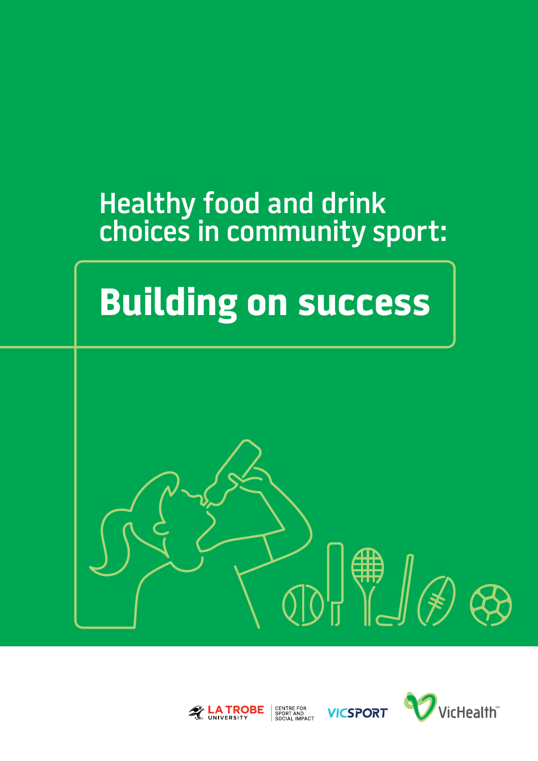# Healthy food and drink choices in community sport:

# Building on success

LA TROBE UNIVERSITY | CENTRE FOR SPORT AND SOCIAL IMPACT

VICSPORT

VicHealth™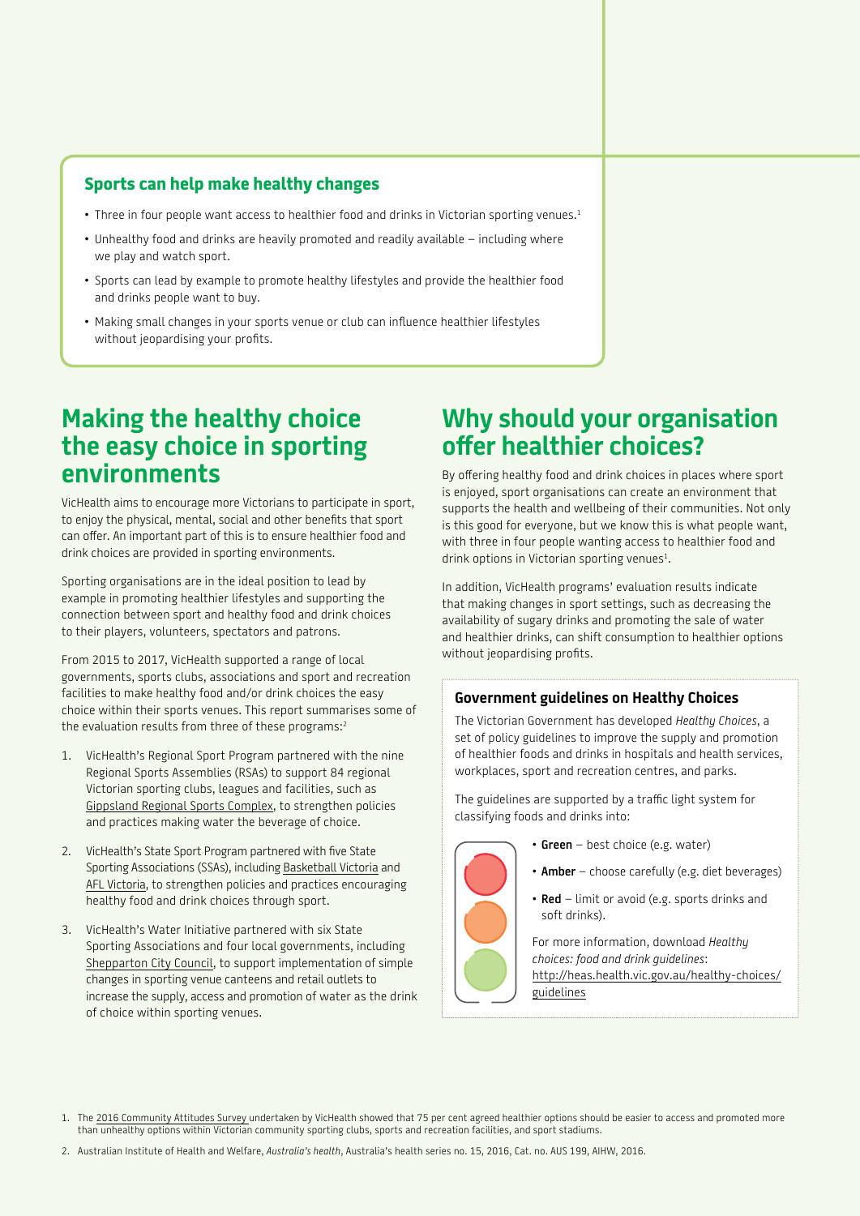### Sports can help make healthy changes

- Three in four people want access to healthier food and drinks in Victorian sporting venues.[1]
- Unhealthy food and drinks are heavily promoted and readily available – including where we play and watch sport.
- Sports can lead by example to promote healthy lifestyles and provide the healthier food and drinks people want to buy.
- Making small changes in your sports venue or club can influence healthier lifestyles without jeopardising your profits.

## Making the healthy choice the easy choice in sporting environments

VicHealth aims to encourage more Victorians to participate in sport, to enjoy the physical, mental, social and other benefits that sport can offer. An important part of this is to ensure healthier food and drink choices are provided in sporting environments.

Sporting organisations are in the ideal position to lead by example in promoting healthier lifestyles and supporting the connection between sport and healthy food and drink choices to their players, volunteers, spectators and patrons.

From 2015 to 2017, VicHealth supported a range of local governments, sports clubs, associations and sport and recreation facilities to make healthy food and/or drink choices the easy choice within their sports venues. This report summarises some of the evaluation results from three of these programs:[2]

1. VicHealth's Regional Sport Program partnered with the nine Regional Sports Assemblies (RSAs) to support 84 regional Victorian sporting clubs, leagues and facilities, such as Gippsland Regional Sports Complex, to strengthen policies and practices making water the beverage of choice.
2. VicHealth's State Sport Program partnered with five State Sporting Associations (SSAs), including Basketball Victoria and AFL Victoria, to strengthen policies and practices encouraging healthy food and drink choices through sport.
3. VicHealth's Water Initiative partnered with six State Sporting Associations and four local governments, including Shepparton City Council, to support implementation of simple changes in sporting venue canteens and retail outlets to increase the supply, access and promotion of water as the drink of choice within sporting venues.

## Why should your organisation offer healthier choices?

By offering healthy food and drink choices in places where sport is enjoyed, sport organisations can create an environment that supports the health and wellbeing of their communities. Not only is this good for everyone, but we know this is what people want, with three in four people wanting access to healthier food and drink options in Victorian sporting venues[1].

In addition, VicHealth programs' evaluation results indicate that making changes in sport settings, such as decreasing the availability of sugary drinks and promoting the sale of water and healthier drinks, can shift consumption to healthier options without jeopardising profits.

### Government guidelines on Healthy Choices

The Victorian Government has developed *Healthy Choices*, a set of policy guidelines to improve the supply and promotion of healthier foods and drinks in hospitals and health services, workplaces, sport and recreation centres, and parks.

The guidelines are supported by a traffic light system for classifying foods and drinks into:

- **Green** – best choice (e.g. water)
- **Amber** – choose carefully (e.g. diet beverages)
- **Red** – limit or avoid (e.g. sports drinks and soft drinks).

For more information, download *Healthy choices: food and drink guidelines*: http://heas.health.vic.gov.au/healthy-choices/guidelines

1. The 2016 Community Attitudes Survey undertaken by VicHealth showed that 75 per cent agreed healthier options should be easier to access and promoted more than unhealthy options within Victorian community sporting clubs, sports and recreation facilities, and sport stadiums.
2. Australian Institute of Health and Welfare, *Australia's health*, Australia's health series no. 15, 2016, Cat. no. AUS 199, AIHW, 2016.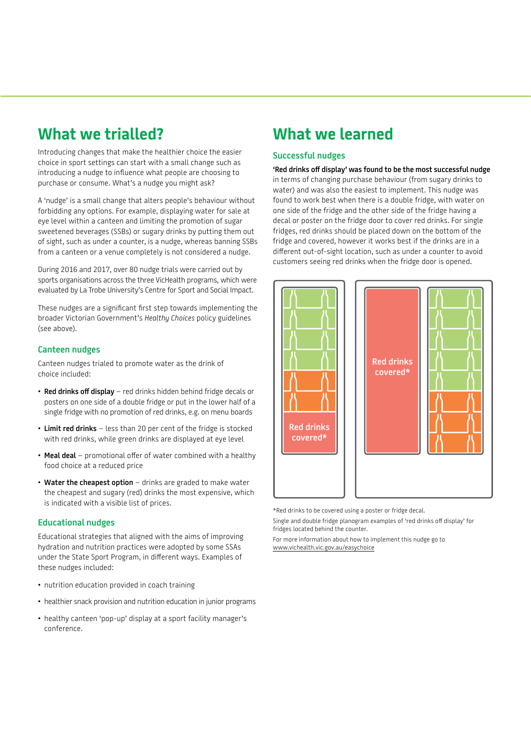## What we trialled?

Introducing changes that make the healthier choice the easier choice in sport settings can start with a small change such as introducing a nudge to influence what people are choosing to purchase or consume. What's a nudge you might ask?

A 'nudge' is a small change that alters people's behaviour without forbidding any options. For example, displaying water for sale at eye level within a canteen and limiting the promotion of sugar sweetened beverages (SSBs) or sugary drinks by putting them out of sight, such as under a counter, is a nudge, whereas banning SSBs from a canteen or a venue completely is not considered a nudge.

During 2016 and 2017, over 80 nudge trials were carried out by sports organisations across the three VicHealth programs, which were evaluated by La Trobe University's Centre for Sport and Social Impact.

These nudges are a significant first step towards implementing the broader Victorian Government's *Healthy Choices* policy guidelines (see above).

### Canteen nudges

Canteen nudges trialed to promote water as the drink of choice included:

- **Red drinks off display** – red drinks hidden behind fridge decals or posters on one side of a double fridge or put in the lower half of a single fridge with no promotion of red drinks, e.g. on menu boards
- **Limit red drinks** – less than 20 per cent of the fridge is stocked with red drinks, while green drinks are displayed at eye level
- **Meal deal** – promotional offer of water combined with a healthy food choice at a reduced price
- **Water the cheapest option** – drinks are graded to make water the cheapest and sugary (red) drinks the most expensive, which is indicated with a visible list of prices.

### Educational nudges

Educational strategies that aligned with the aims of improving hydration and nutrition practices were adopted by some SSAs under the State Sport Program, in different ways. Examples of these nudges included:

- nutrition education provided in coach training
- healthier snack provision and nutrition education in junior programs
- healthy canteen 'pop-up' display at a sport facility manager's conference.

## What we learned

### Successful nudges

**'Red drinks off display' was found to be the most successful nudge** in terms of changing purchase behaviour (from sugary drinks to water) and was also the easiest to implement. This nudge was found to work best when there is a double fridge, with water on one side of the fridge and the other side of the fridge having a decal or poster on the fridge door to cover red drinks. For single fridges, red drinks should be placed down on the bottom of the fridge and covered, however it works best if the drinks are in a different out-of-sight location, such as under a counter to avoid customers seeing red drinks when the fridge door is opened.

Red drinks covered*

Red drinks covered*

*Red drinks to be covered using a poster or fridge decal.

Single and double fridge planogram examples of 'red drinks off display' for fridges located behind the counter.

For more information about how to implement this nudge go to www.vichealth.vic.gov.au/easychoice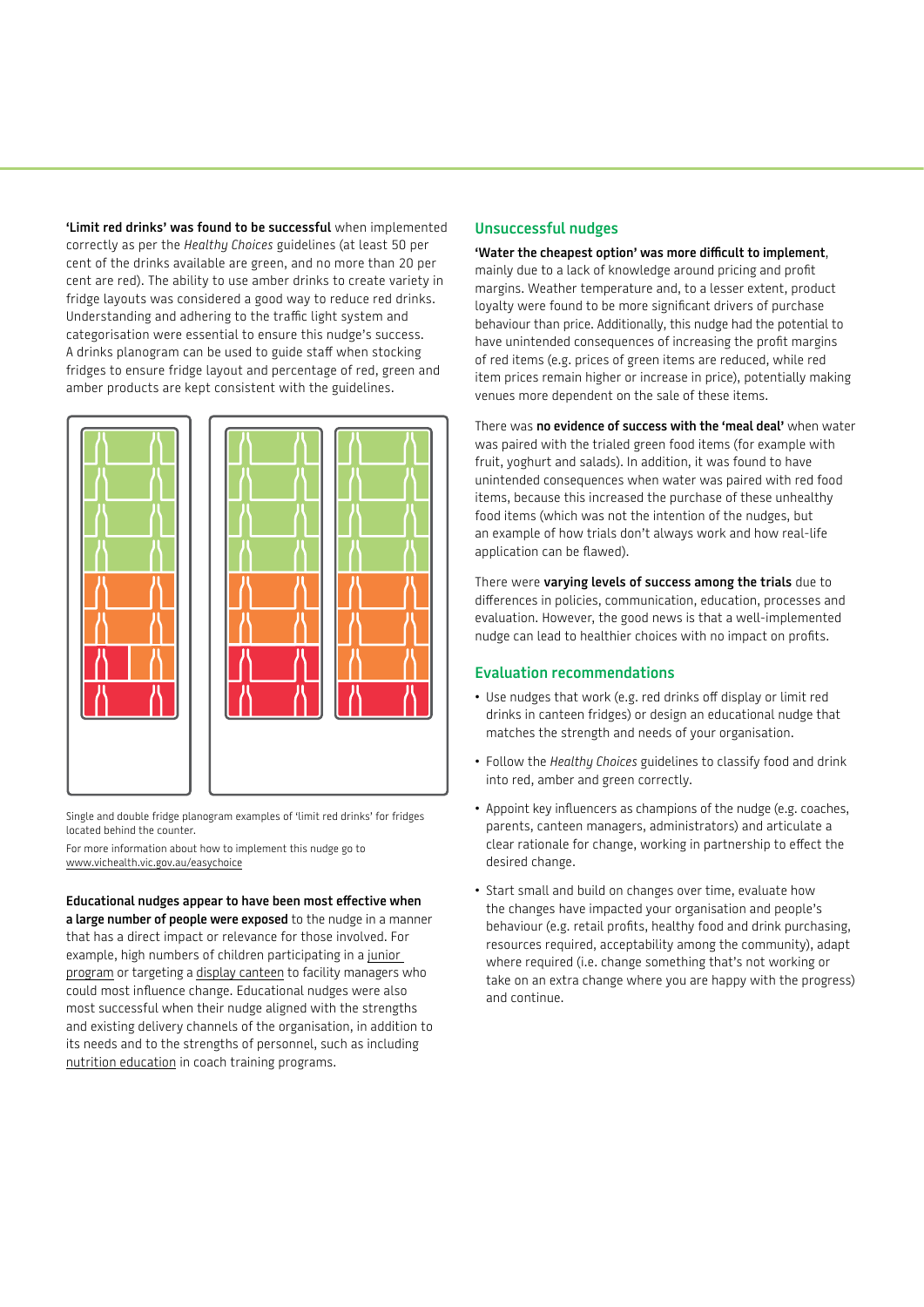**'Limit red drinks' was found to be successful** when implemented correctly as per the *Healthy Choices* guidelines (at least 50 per cent of the drinks available are green, and no more than 20 per cent are red). The ability to use amber drinks to create variety in fridge layouts was considered a good way to reduce red drinks. Understanding and adhering to the traffic light system and categorisation were essential to ensure this nudge's success. A drinks planogram can be used to guide staff when stocking fridges to ensure fridge layout and percentage of red, green and amber products are kept consistent with the guidelines.

Single and double fridge planogram examples of 'limit red drinks' for fridges located behind the counter.

For more information about how to implement this nudge go to www.vichealth.vic.gov.au/easychoice

**Educational nudges appear to have been most effective when a large number of people were exposed** to the nudge in a manner that has a direct impact or relevance for those involved. For example, high numbers of children participating in a junior program or targeting a display canteen to facility managers who could most influence change. Educational nudges were also most successful when their nudge aligned with the strengths and existing delivery channels of the organisation, in addition to its needs and to the strengths of personnel, such as including nutrition education in coach training programs.

## Unsuccessful nudges

**'Water the cheapest option' was more difficult to implement**, mainly due to a lack of knowledge around pricing and profit margins. Weather temperature and, to a lesser extent, product loyalty were found to be more significant drivers of purchase behaviour than price. Additionally, this nudge had the potential to have unintended consequences of increasing the profit margins of red items (e.g. prices of green items are reduced, while red item prices remain higher or increase in price), potentially making venues more dependent on the sale of these items.

There was **no evidence of success with the 'meal deal'** when water was paired with the trialed green food items (for example with fruit, yoghurt and salads). In addition, it was found to have unintended consequences when water was paired with red food items, because this increased the purchase of these unhealthy food items (which was not the intention of the nudges, but an example of how trials don't always work and how real-life application can be flawed).

There were **varying levels of success among the trials** due to differences in policies, communication, education, processes and evaluation. However, the good news is that a well-implemented nudge can lead to healthier choices with no impact on profits.

## Evaluation recommendations

- Use nudges that work (e.g. red drinks off display or limit red drinks in canteen fridges) or design an educational nudge that matches the strength and needs of your organisation.
- Follow the *Healthy Choices* guidelines to classify food and drink into red, amber and green correctly.
- Appoint key influencers as champions of the nudge (e.g. coaches, parents, canteen managers, administrators) and articulate a clear rationale for change, working in partnership to effect the desired change.
- Start small and build on changes over time, evaluate how the changes have impacted your organisation and people's behaviour (e.g. retail profits, healthy food and drink purchasing, resources required, acceptability among the community), adapt where required (i.e. change something that's not working or take on an extra change where you are happy with the progress) and continue.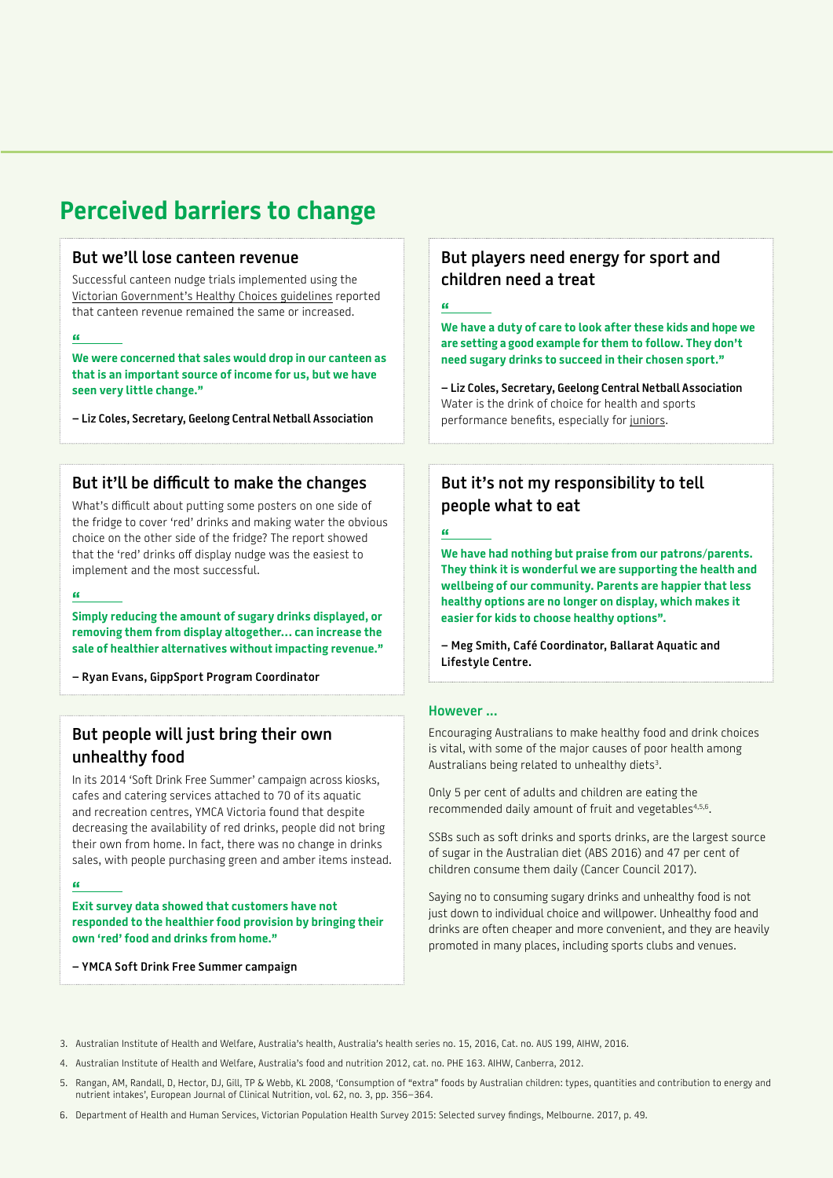# Perceived barriers to change

### But we'll lose canteen revenue

Successful canteen nudge trials implemented using the Victorian Government's Healthy Choices guidelines reported that canteen revenue remained the same or increased.

"

**We were concerned that sales would drop in our canteen as that is an important source of income for us, but we have seen very little change."**

**– Liz Coles, Secretary, Geelong Central Netball Association**

### But it'll be difficult to make the changes

What's difficult about putting some posters on one side of the fridge to cover 'red' drinks and making water the obvious choice on the other side of the fridge? The report showed that the 'red' drinks off display nudge was the easiest to implement and the most successful.

"

**Simply reducing the amount of sugary drinks displayed, or removing them from display altogether… can increase the sale of healthier alternatives without impacting revenue."**

**– Ryan Evans, GippSport Program Coordinator**

### But people will just bring their own unhealthy food

In its 2014 'Soft Drink Free Summer' campaign across kiosks, cafes and catering services attached to 70 of its aquatic and recreation centres, YMCA Victoria found that despite decreasing the availability of red drinks, people did not bring their own from home. In fact, there was no change in drinks sales, with people purchasing green and amber items instead.

"

**Exit survey data showed that customers have not responded to the healthier food provision by bringing their own 'red' food and drinks from home."**

**– YMCA Soft Drink Free Summer campaign**

### But players need energy for sport and children need a treat

"

**We have a duty of care to look after these kids and hope we are setting a good example for them to follow. They don't need sugary drinks to succeed in their chosen sport."**

**– Liz Coles, Secretary, Geelong Central Netball Association**

Water is the drink of choice for health and sports performance benefits, especially for juniors.

### But it's not my responsibility to tell people what to eat

"

**We have had nothing but praise from our patrons/parents. They think it is wonderful we are supporting the health and wellbeing of our community. Parents are happier that less healthy options are no longer on display, which makes it easier for kids to choose healthy options".**

**– Meg Smith, Café Coordinator, Ballarat Aquatic and Lifestyle Centre.**

#### However …

Encouraging Australians to make healthy food and drink choices is vital, with some of the major causes of poor health among Australians being related to unhealthy diets[3].

Only 5 per cent of adults and children are eating the recommended daily amount of fruit and vegetables[4,5,6].

SSBs such as soft drinks and sports drinks, are the largest source of sugar in the Australian diet (ABS 2016) and 47 per cent of children consume them daily (Cancer Council 2017).

Saying no to consuming sugary drinks and unhealthy food is not just down to individual choice and willpower. Unhealthy food and drinks are often cheaper and more convenient, and they are heavily promoted in many places, including sports clubs and venues.

3. Australian Institute of Health and Welfare, Australia's health, Australia's health series no. 15, 2016, Cat. no. AUS 199, AIHW, 2016.
4. Australian Institute of Health and Welfare, Australia's food and nutrition 2012, cat. no. PHE 163. AIHW, Canberra, 2012.
5. Rangan, AM, Randall, D, Hector, DJ, Gill, TP & Webb, KL 2008, 'Consumption of "extra" foods by Australian children: types, quantities and contribution to energy and nutrient intakes', European Journal of Clinical Nutrition, vol. 62, no. 3, pp. 356–364.
6. Department of Health and Human Services, Victorian Population Health Survey 2015: Selected survey findings, Melbourne. 2017, p. 49.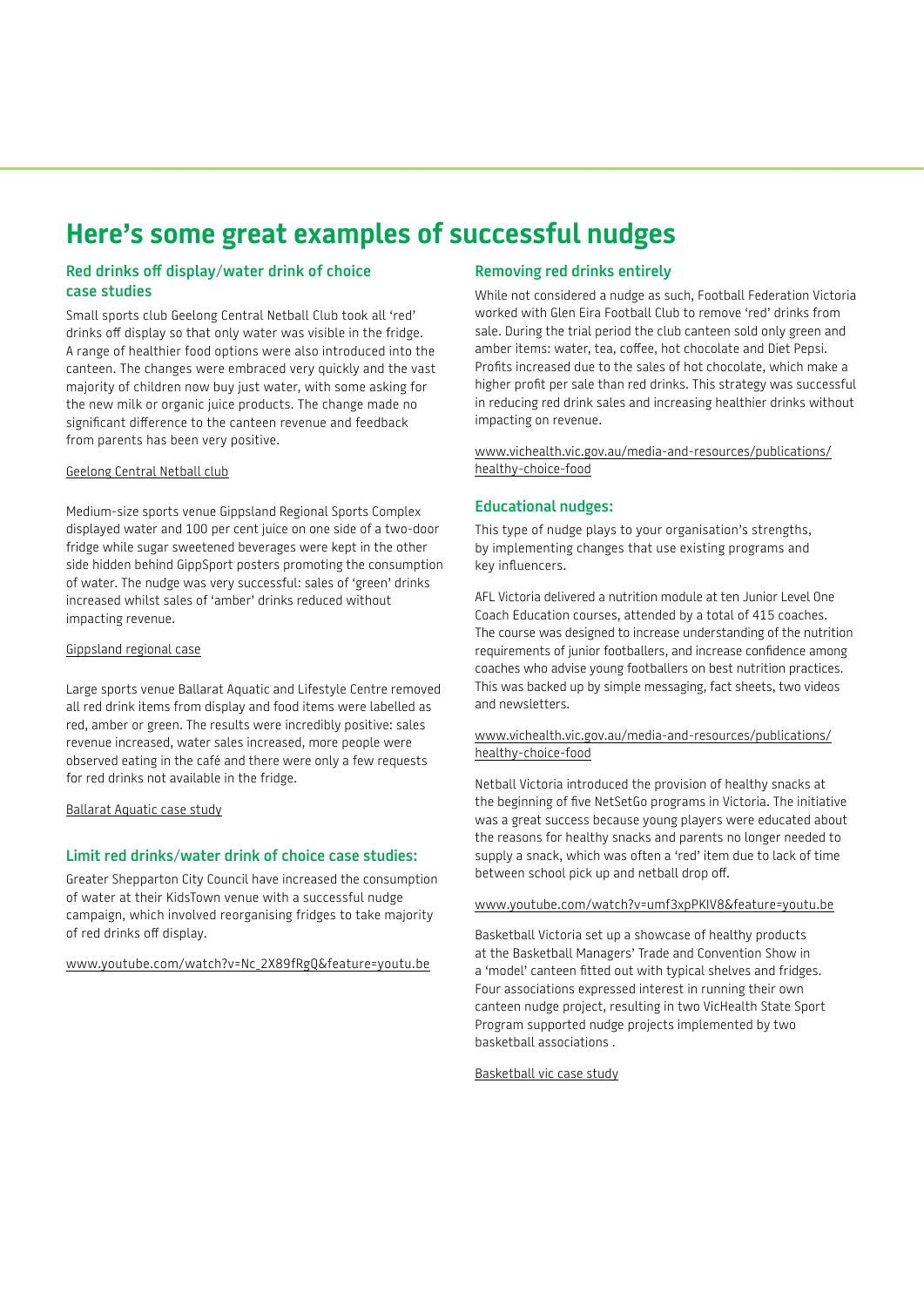# Here's some great examples of successful nudges

### Red drinks off display/water drink of choice case studies

Small sports club Geelong Central Netball Club took all 'red' drinks off display so that only water was visible in the fridge. A range of healthier food options were also introduced into the canteen. The changes were embraced very quickly and the vast majority of children now buy just water, with some asking for the new milk or organic juice products. The change made no significant difference to the canteen revenue and feedback from parents has been very positive.

Geelong Central Netball club

Medium-size sports venue Gippsland Regional Sports Complex displayed water and 100 per cent juice on one side of a two-door fridge while sugar sweetened beverages were kept in the other side hidden behind GippSport posters promoting the consumption of water. The nudge was very successful: sales of 'green' drinks increased whilst sales of 'amber' drinks reduced without impacting revenue.

Gippsland regional case

Large sports venue Ballarat Aquatic and Lifestyle Centre removed all red drink items from display and food items were labelled as red, amber or green. The results were incredibly positive: sales revenue increased, water sales increased, more people were observed eating in the café and there were only a few requests for red drinks not available in the fridge.

Ballarat Aquatic case study

### Limit red drinks/water drink of choice case studies:

Greater Shepparton City Council have increased the consumption of water at their KidsTown venue with a successful nudge campaign, which involved reorganising fridges to take majority of red drinks off display.

www.youtube.com/watch?v=Nc_2X89fRgQ&feature=youtu.be

### Removing red drinks entirely

While not considered a nudge as such, Football Federation Victoria worked with Glen Eira Football Club to remove 'red' drinks from sale. During the trial period the club canteen sold only green and amber items: water, tea, coffee, hot chocolate and Diet Pepsi. Profits increased due to the sales of hot chocolate, which make a higher profit per sale than red drinks. This strategy was successful in reducing red drink sales and increasing healthier drinks without impacting on revenue.

www.vichealth.vic.gov.au/media-and-resources/publications/healthy-choice-food

### Educational nudges:

This type of nudge plays to your organisation's strengths, by implementing changes that use existing programs and key influencers.

AFL Victoria delivered a nutrition module at ten Junior Level One Coach Education courses, attended by a total of 415 coaches. The course was designed to increase understanding of the nutrition requirements of junior footballers, and increase confidence among coaches who advise young footballers on best nutrition practices. This was backed up by simple messaging, fact sheets, two videos and newsletters.

www.vichealth.vic.gov.au/media-and-resources/publications/healthy-choice-food

Netball Victoria introduced the provision of healthy snacks at the beginning of five NetSetGo programs in Victoria. The initiative was a great success because young players were educated about the reasons for healthy snacks and parents no longer needed to supply a snack, which was often a 'red' item due to lack of time between school pick up and netball drop off.

www.youtube.com/watch?v=umf3xpPKIV8&feature=youtu.be

Basketball Victoria set up a showcase of healthy products at the Basketball Managers' Trade and Convention Show in a 'model' canteen fitted out with typical shelves and fridges. Four associations expressed interest in running their own canteen nudge project, resulting in two VicHealth State Sport Program supported nudge projects implemented by two basketball associations .

Basketball vic case study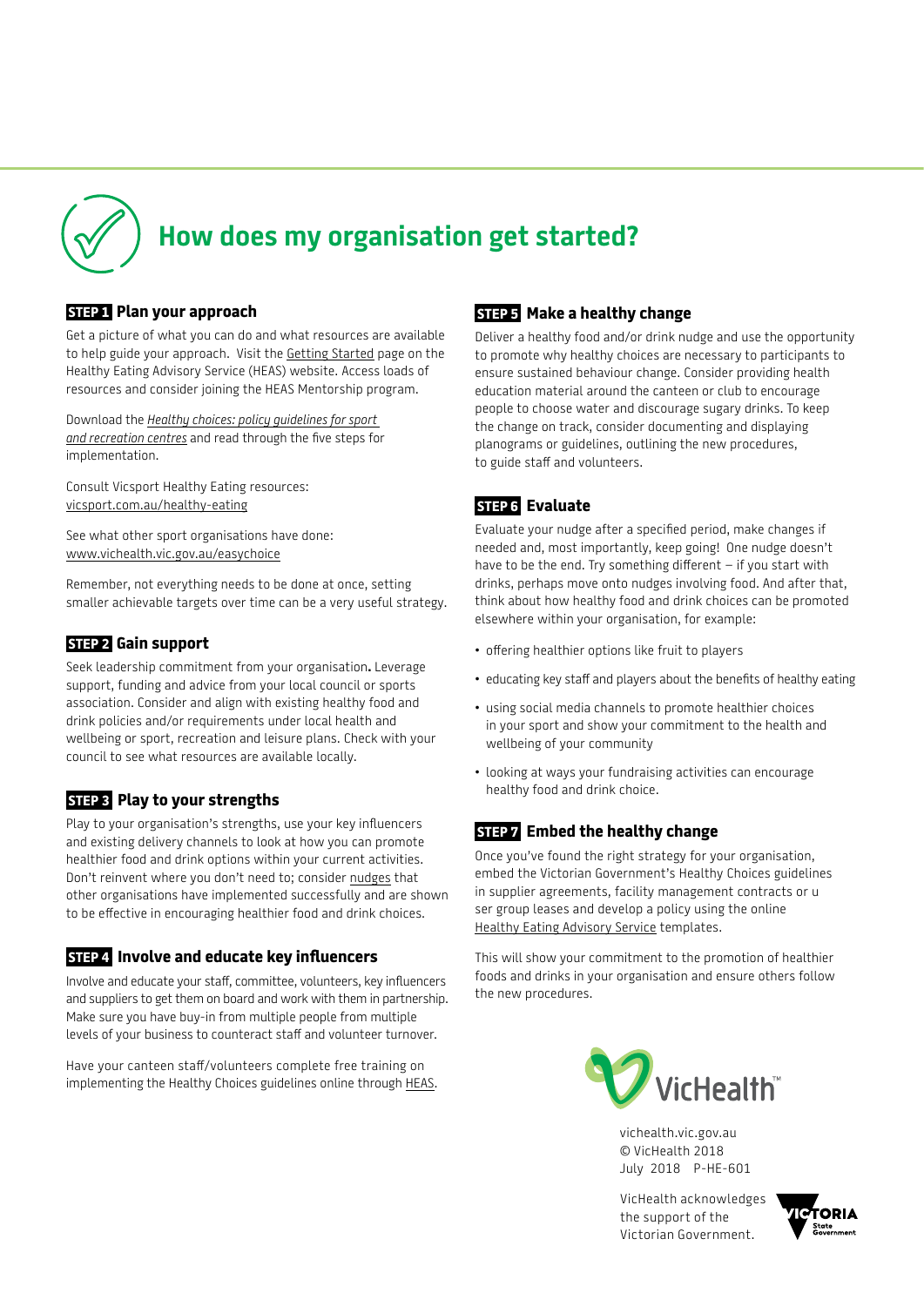# How does my organisation get started?

### STEP 1 Plan your approach

Get a picture of what you can do and what resources are available to help guide your approach. Visit the Getting Started page on the Healthy Eating Advisory Service (HEAS) website. Access loads of resources and consider joining the HEAS Mentorship program.

Download the *Healthy choices: policy guidelines for sport and recreation centres* and read through the five steps for implementation.

Consult Vicsport Healthy Eating resources: vicsport.com.au/healthy-eating

See what other sport organisations have done: www.vichealth.vic.gov.au/easychoice

Remember, not everything needs to be done at once, setting smaller achievable targets over time can be a very useful strategy.

### STEP 2 Gain support

Seek leadership commitment from your organisation**.** Leverage support, funding and advice from your local council or sports association. Consider and align with existing healthy food and drink policies and/or requirements under local health and wellbeing or sport, recreation and leisure plans. Check with your council to see what resources are available locally.

### STEP 3 Play to your strengths

Play to your organisation's strengths, use your key influencers and existing delivery channels to look at how you can promote healthier food and drink options within your current activities. Don't reinvent where you don't need to; consider nudges that other organisations have implemented successfully and are shown to be effective in encouraging healthier food and drink choices.

### STEP 4 Involve and educate key influencers

Involve and educate your staff, committee, volunteers, key influencers and suppliers to get them on board and work with them in partnership. Make sure you have buy-in from multiple people from multiple levels of your business to counteract staff and volunteer turnover.

Have your canteen staff/volunteers complete free training on implementing the Healthy Choices guidelines online through HEAS.

### STEP 5 Make a healthy change

Deliver a healthy food and/or drink nudge and use the opportunity to promote why healthy choices are necessary to participants to ensure sustained behaviour change. Consider providing health education material around the canteen or club to encourage people to choose water and discourage sugary drinks. To keep the change on track, consider documenting and displaying planograms or guidelines, outlining the new procedures, to guide staff and volunteers.

### STEP 6 Evaluate

Evaluate your nudge after a specified period, make changes if needed and, most importantly, keep going! One nudge doesn't have to be the end. Try something different – if you start with drinks, perhaps move onto nudges involving food. And after that, think about how healthy food and drink choices can be promoted elsewhere within your organisation, for example:

- offering healthier options like fruit to players
- educating key staff and players about the benefits of healthy eating
- using social media channels to promote healthier choices in your sport and show your commitment to the health and wellbeing of your community
- looking at ways your fundraising activities can encourage healthy food and drink choice.

### STEP 7 Embed the healthy change

Once you've found the right strategy for your organisation, embed the Victorian Government's Healthy Choices guidelines in supplier agreements, facility management contracts or u ser group leases and develop a policy using the online Healthy Eating Advisory Service templates.

This will show your commitment to the promotion of healthier foods and drinks in your organisation and ensure others follow the new procedures.

VicHealth™

vichealth.vic.gov.au
© VicHealth 2018
July 2018 P-HE-601

VicHealth acknowledges the support of the Victorian Government.

VICTORIA State Government